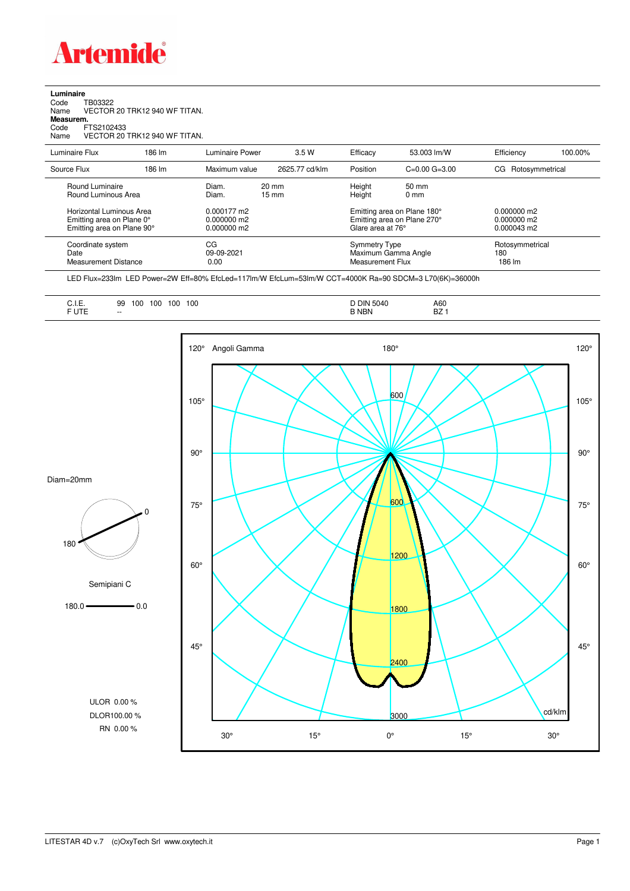# Artemide

**Luminaire**

Code TB03322
Name VECTOR 20 TRK12 940 WF TITAN.

**Measurem.**

Code FTS2102433
Name VECTOR 20 TRK12 940 WF TITAN.

| Luminaire Flux | 186 lm | Luminaire Power | 3.5 W | Efficacy | 53.003 lm/W | Efficiency | 100.00% |
|---|---|---|---|---|---|---|---|
| Source Flux | 186 lm | Maximum value | 2625.77 cd/klm | Position | C=0.00 G=3.00 | CG | Rotosymmetrical |

| | | | |
|---|---|---|---|
| Round Luminaire | Diam. 20 mm | Height 50 mm | |
| Round Luminous Area | Diam. 15 mm | Height 0 mm | |
| Horizontal Luminous Area | 0.000177 m2 | Emitting area on Plane 180° | 0.000000 m2 |
| Emitting area on Plane 0° | 0.000000 m2 | Emitting area on Plane 270° | 0.000000 m2 |
| Emitting area on Plane 90° | 0.000000 m2 | Glare area at 76° | 0.000043 m2 |
| Coordinate system | CG | Symmetry Type | Rotosymmetrical |
| Date | 09-09-2021 | Maximum Gamma Angle | 180 |
| Measurement Distance | 0.00 | Measurement Flux | 186 lm |

LED Flux=233lm LED Power=2W Eff=80% EfcLed=117lm/W EfcLum=53lm/W CCT=4000K Ra=90 SDCM=3 L70(6K)=36000h

| | | | |
|---|---|---|---|
| C.I.E. | 99 100 100 100 100 | D DIN 5040 | A60 |
| F UTE | -- | B NBN | BZ 1 |

Diam=20mm

Semipiani C

180.0 — 0.0

ULOR 0.00 %
DLOR100.00 %
RN 0.00 %

Angoli Gamma — cd/klm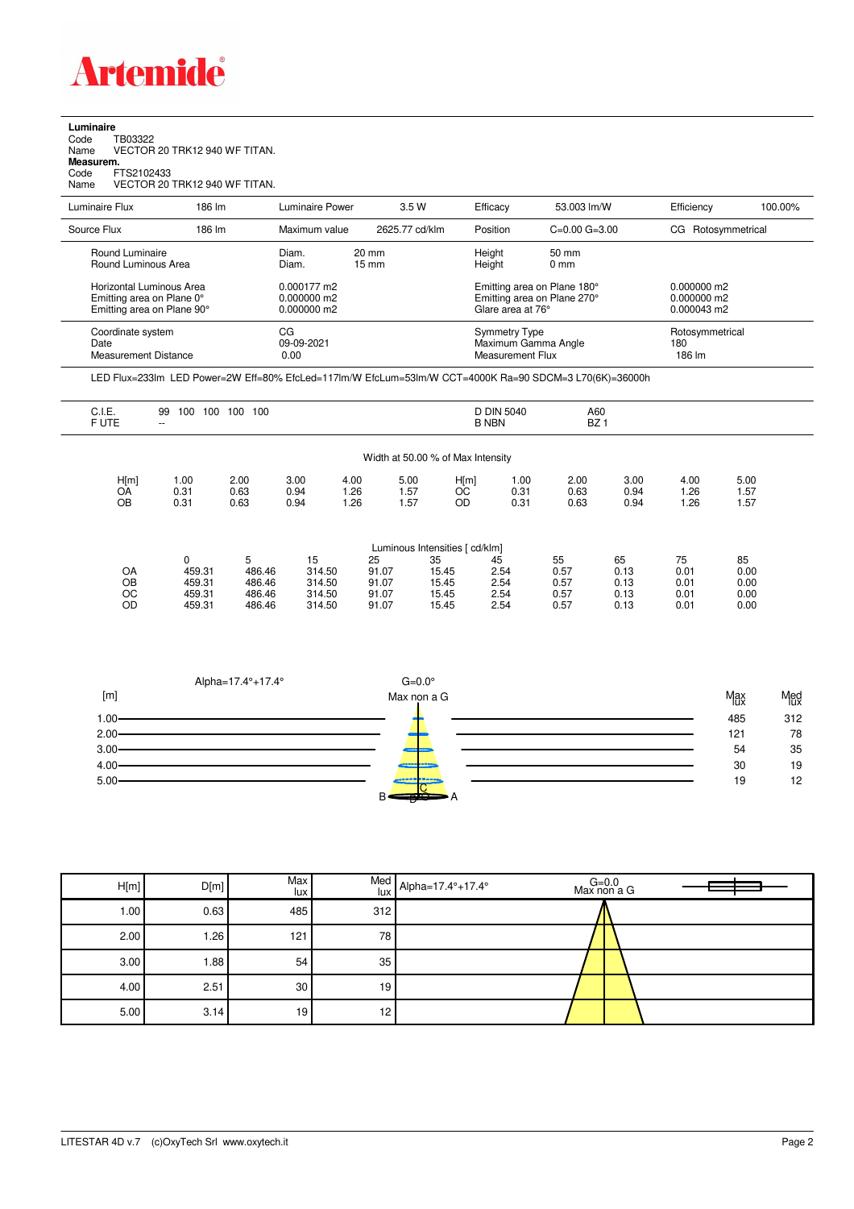Artemide

**Luminaire**
Code TB03322
Name VECTOR 20 TRK12 940 WF TITAN.
**Measurem.**
Code FTS2102433
Name VECTOR 20 TRK12 940 WF TITAN.

| | | | | | | | |
|---|---|---|---|---|---|---|---|
| Luminaire Flux | 186 lm | Luminaire Power | 3.5 W | Efficacy | 53.003 lm/W | Efficiency | 100.00% |
| Source Flux | 186 lm | Maximum value | 2625.77 cd/klm | Position | C=0.00 G=3.00 | CG | Rotosymmetrical |

| | | | | | |
|---|---|---|---|---|---|
| Round Luminaire | Diam. | 20 mm | Height | 50 mm | |
| Round Luminous Area | Diam. | 15 mm | Height | 0 mm | |
| Horizontal Luminous Area | 0.000177 m2 | | Emitting area on Plane 180° | | 0.000000 m2 |
| Emitting area on Plane 0° | 0.000000 m2 | | Emitting area on Plane 270° | | 0.000000 m2 |
| Emitting area on Plane 90° | 0.000000 m2 | | Glare area at 76° | | 0.000043 m2 |

| | | | |
|---|---|---|---|
| Coordinate system | CG | Symmetry Type | Rotosymmetrical |
| Date | 09-09-2021 | Maximum Gamma Angle | 180 |
| Measurement Distance | 0.00 | Measurement Flux | 186 lm |

LED Flux=233lm LED Power=2W Eff=80% EfcLed=117lm/W EfcLum=53lm/W CCT=4000K Ra=90 SDCM=3 L70(6K)=36000h

| | | | |
|---|---|---|---|
| C.I.E. | 99 100 100 100 100 | D DIN 5040 | A60 |
| F UTE | -- | B NBN | BZ 1 |

Width at 50.00 % of Max Intensity

| H[m] | 1.00 | 2.00 | 3.00 | 4.00 | 5.00 | H[m] | 1.00 | 2.00 | 3.00 | 4.00 | 5.00 |
|---|---|---|---|---|---|---|---|---|---|---|---|
| OA | 0.31 | 0.63 | 0.94 | 1.26 | 1.57 | OC | 0.31 | 0.63 | 0.94 | 1.26 | 1.57 |
| OB | 0.31 | 0.63 | 0.94 | 1.26 | 1.57 | OD | 0.31 | 0.63 | 0.94 | 1.26 | 1.57 |

Luminous Intensities [ cd/klm]

| | 0 | 5 | 15 | 25 | 35 | 45 | 55 | 65 | 75 | 85 |
|---|---|---|---|---|---|---|---|---|---|---|
| OA | 459.31 | 486.46 | 314.50 | 91.07 | 15.45 | 2.54 | 0.57 | 0.13 | 0.01 | 0.00 |
| OB | 459.31 | 486.46 | 314.50 | 91.07 | 15.45 | 2.54 | 0.57 | 0.13 | 0.01 | 0.00 |
| OC | 459.31 | 486.46 | 314.50 | 91.07 | 15.45 | 2.54 | 0.57 | 0.13 | 0.01 | 0.00 |
| OD | 459.31 | 486.46 | 314.50 | 91.07 | 15.45 | 2.54 | 0.57 | 0.13 | 0.01 | 0.00 |

Alpha=17.4°+17.4°
G=0.0°
Max non a G
[m]
1.00
2.00
3.00
4.00
5.00
B D C A
Max lux: 485, 121, 54, 30, 19
Med lux: 312, 78, 35, 19, 12

| H[m] | D[m] | Max lux | Med lux | Alpha=17.4°+17.4° G=0.0 Max non a G |
|---|---|---|---|---|
| 1.00 | 0.63 | 485 | 312 | |
| 2.00 | 1.26 | 121 | 78 | |
| 3.00 | 1.88 | 54 | 35 | |
| 4.00 | 2.51 | 30 | 19 | |
| 5.00 | 3.14 | 19 | 12 | |

LITESTAR 4D v.7 (c)OxyTech Srl www.oxytech.it